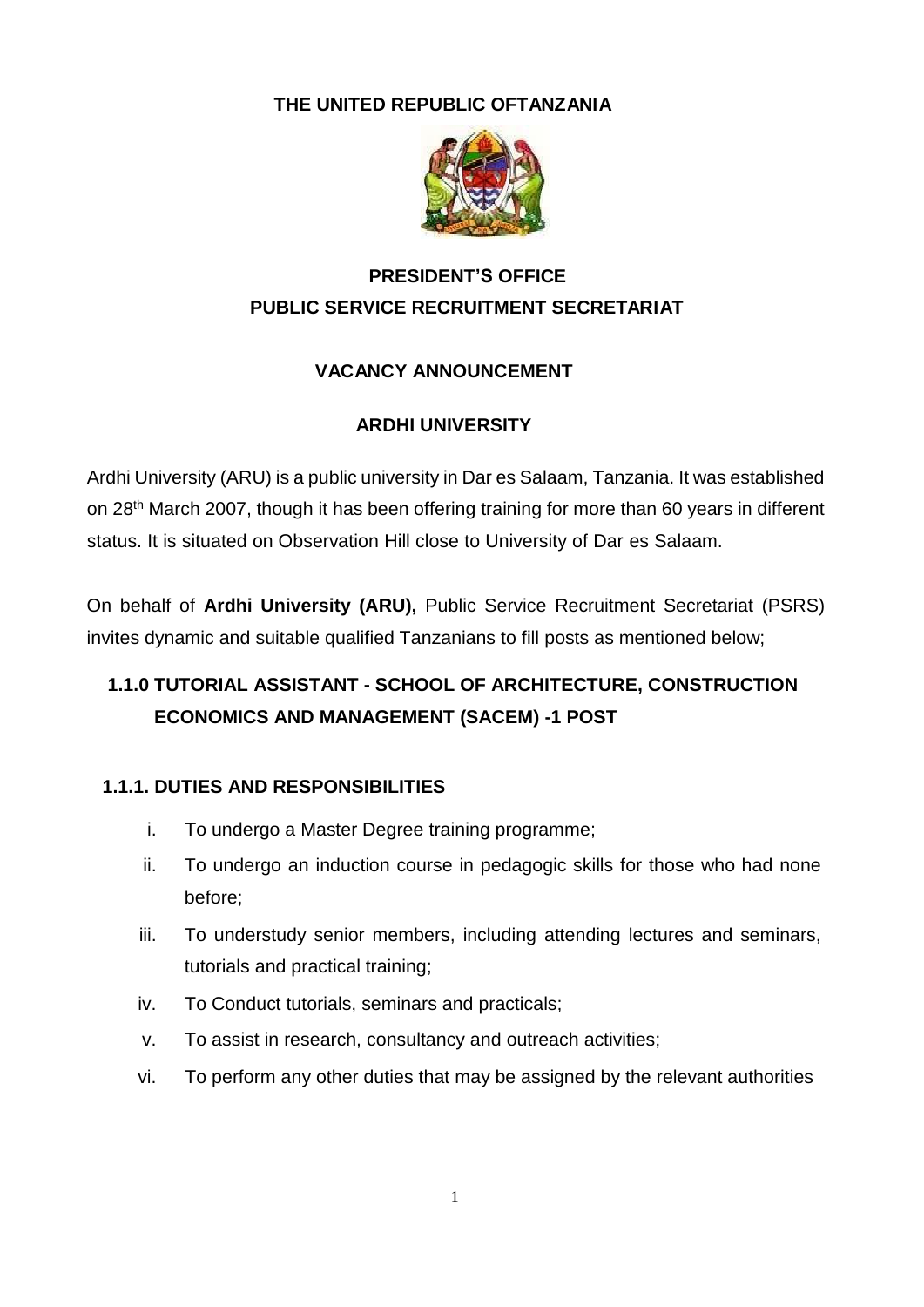**THE UNITED REPUBLIC OFTANZANIA**

# PRESIDENT'S OFFICE
# PUBLIC SERVICE RECRUITMENT SECRETARIAT

## VACANCY ANNOUNCEMENT

## ARDHI UNIVERSITY

Ardhi University (ARU) is a public university in Dar es Salaam, Tanzania. It was established on 28th March 2007, though it has been offering training for more than 60 years in different status. It is situated on Observation Hill close to University of Dar es Salaam.

On behalf of **Ardhi University (ARU),** Public Service Recruitment Secretariat (PSRS) invites dynamic and suitable qualified Tanzanians to fill posts as mentioned below;

### 1.1.0 TUTORIAL ASSISTANT - SCHOOL OF ARCHITECTURE, CONSTRUCTION ECONOMICS AND MANAGEMENT (SACEM) -1 POST

#### 1.1.1. DUTIES AND RESPONSIBILITIES

i. To undergo a Master Degree training programme;

ii. To undergo an induction course in pedagogic skills for those who had none before;

iii. To understudy senior members, including attending lectures and seminars, tutorials and practical training;

iv. To Conduct tutorials, seminars and practicals;

v. To assist in research, consultancy and outreach activities;

vi. To perform any other duties that may be assigned by the relevant authorities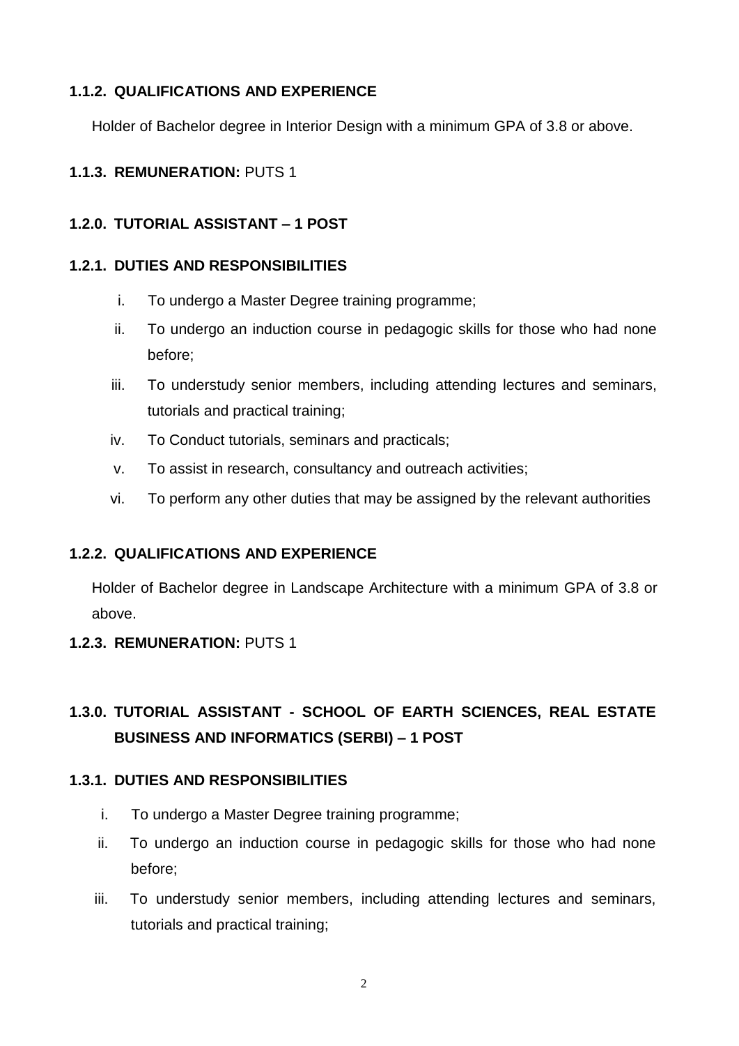### 1.1.2. QUALIFICATIONS AND EXPERIENCE

Holder of Bachelor degree in Interior Design with a minimum GPA of 3.8 or above.

### 1.1.3. REMUNERATION: PUTS 1

## 1.2.0. TUTORIAL ASSISTANT – 1 POST

### 1.2.1. DUTIES AND RESPONSIBILITIES

i. To undergo a Master Degree training programme;
ii. To undergo an induction course in pedagogic skills for those who had none before;
iii. To understudy senior members, including attending lectures and seminars, tutorials and practical training;
iv. To Conduct tutorials, seminars and practicals;
v. To assist in research, consultancy and outreach activities;
vi. To perform any other duties that may be assigned by the relevant authorities

### 1.2.2. QUALIFICATIONS AND EXPERIENCE

Holder of Bachelor degree in Landscape Architecture with a minimum GPA of 3.8 or above.

### 1.2.3. REMUNERATION: PUTS 1

## 1.3.0. TUTORIAL ASSISTANT - SCHOOL OF EARTH SCIENCES, REAL ESTATE BUSINESS AND INFORMATICS (SERBI) – 1 POST

### 1.3.1. DUTIES AND RESPONSIBILITIES

i. To undergo a Master Degree training programme;
ii. To undergo an induction course in pedagogic skills for those who had none before;
iii. To understudy senior members, including attending lectures and seminars, tutorials and practical training;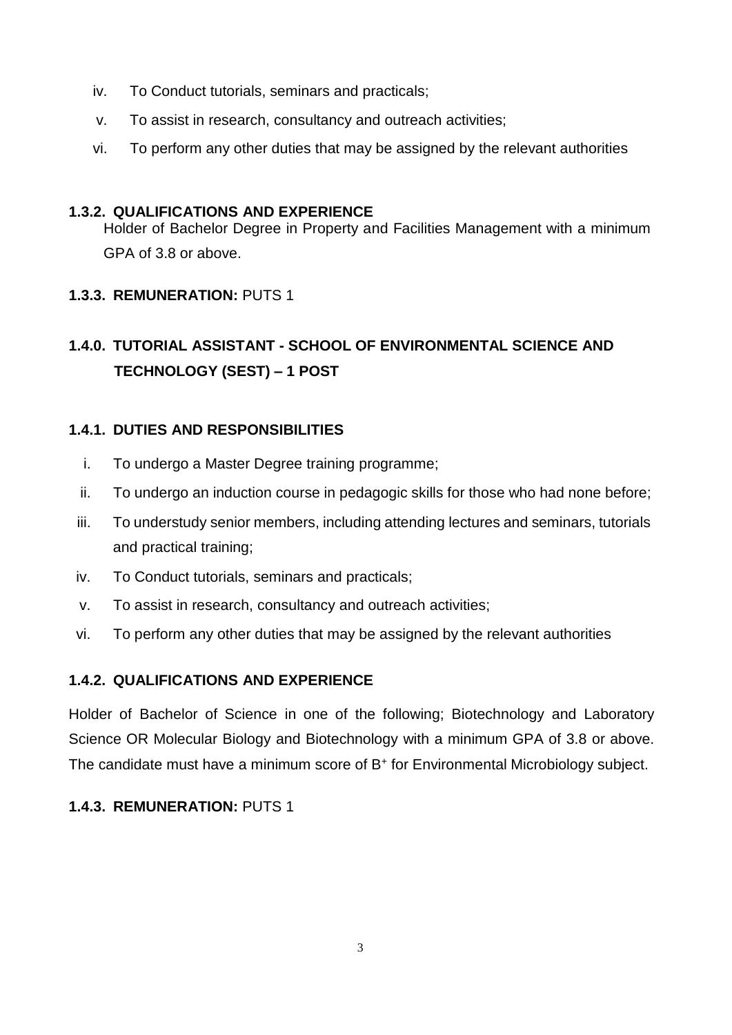iv. To Conduct tutorials, seminars and practicals;

v. To assist in research, consultancy and outreach activities;

vi. To perform any other duties that may be assigned by the relevant authorities

### 1.3.2. QUALIFICATIONS AND EXPERIENCE

Holder of Bachelor Degree in Property and Facilities Management with a minimum GPA of 3.8 or above.

### 1.3.3. REMUNERATION: PUTS 1

## 1.4.0. TUTORIAL ASSISTANT - SCHOOL OF ENVIRONMENTAL SCIENCE AND TECHNOLOGY (SEST) – 1 POST

### 1.4.1. DUTIES AND RESPONSIBILITIES

i. To undergo a Master Degree training programme;

ii. To undergo an induction course in pedagogic skills for those who had none before;

iii. To understudy senior members, including attending lectures and seminars, tutorials and practical training;

iv. To Conduct tutorials, seminars and practicals;

v. To assist in research, consultancy and outreach activities;

vi. To perform any other duties that may be assigned by the relevant authorities

### 1.4.2. QUALIFICATIONS AND EXPERIENCE

Holder of Bachelor of Science in one of the following; Biotechnology and Laboratory Science OR Molecular Biology and Biotechnology with a minimum GPA of 3.8 or above. The candidate must have a minimum score of $B^+$ for Environmental Microbiology subject.

### 1.4.3. REMUNERATION: PUTS 1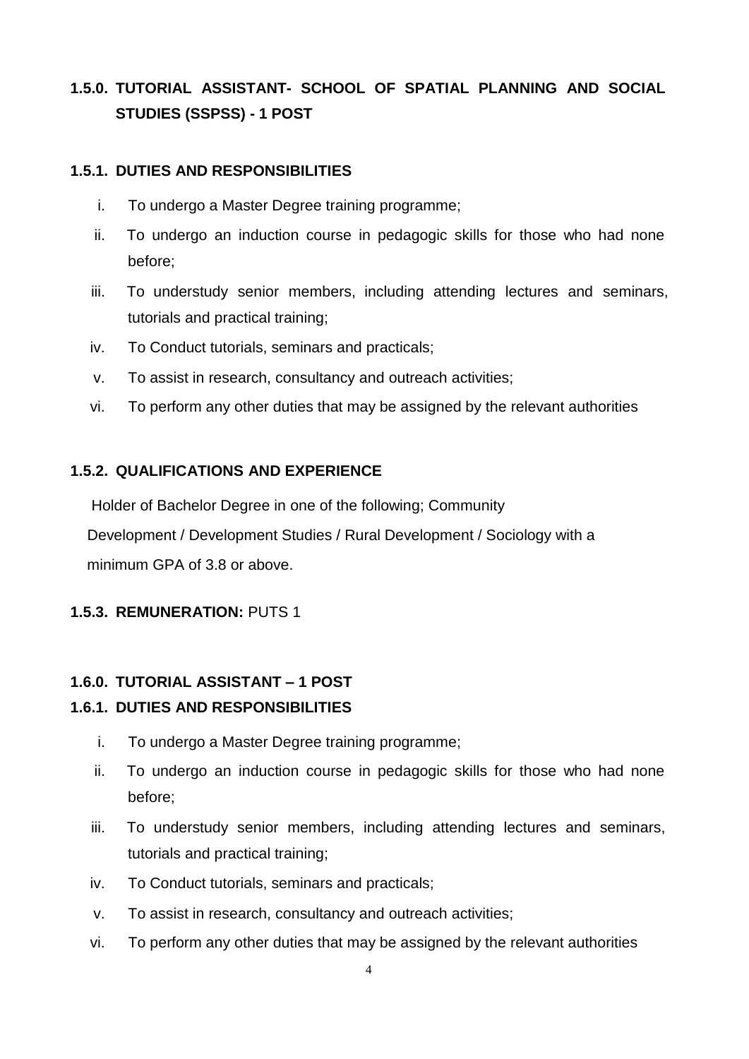## 1.5.0. TUTORIAL ASSISTANT- SCHOOL OF SPATIAL PLANNING AND SOCIAL STUDIES (SSPSS) - 1 POST

### 1.5.1. DUTIES AND RESPONSIBILITIES

i. To undergo a Master Degree training programme;

ii. To undergo an induction course in pedagogic skills for those who had none before;

iii. To understudy senior members, including attending lectures and seminars, tutorials and practical training;

iv. To Conduct tutorials, seminars and practicals;

v. To assist in research, consultancy and outreach activities;

vi. To perform any other duties that may be assigned by the relevant authorities

### 1.5.2. QUALIFICATIONS AND EXPERIENCE

Holder of Bachelor Degree in one of the following; Community Development / Development Studies / Rural Development / Sociology with a minimum GPA of 3.8 or above.

### 1.5.3. REMUNERATION: PUTS 1

## 1.6.0. TUTORIAL ASSISTANT – 1 POST

### 1.6.1. DUTIES AND RESPONSIBILITIES

i. To undergo a Master Degree training programme;

ii. To undergo an induction course in pedagogic skills for those who had none before;

iii. To understudy senior members, including attending lectures and seminars, tutorials and practical training;

iv. To Conduct tutorials, seminars and practicals;

v. To assist in research, consultancy and outreach activities;

vi. To perform any other duties that may be assigned by the relevant authorities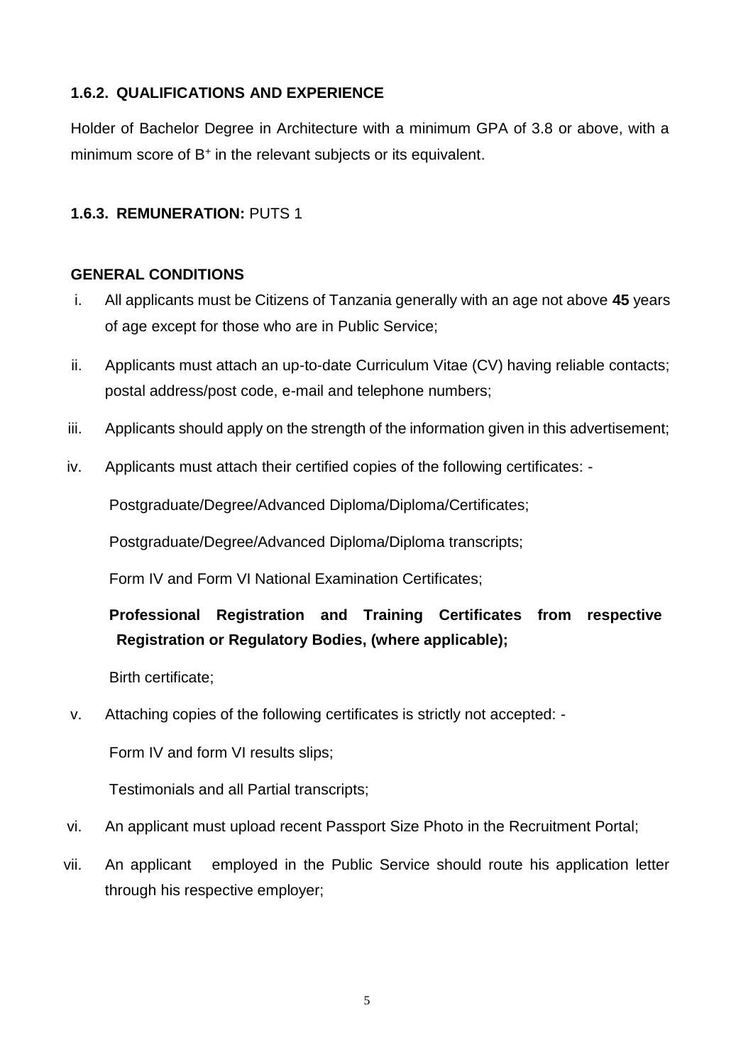### 1.6.2. QUALIFICATIONS AND EXPERIENCE

Holder of Bachelor Degree in Architecture with a minimum GPA of 3.8 or above, with a minimum score of $B^+$ in the relevant subjects or its equivalent.

### 1.6.3. REMUNERATION: PUTS 1

### GENERAL CONDITIONS

i. All applicants must be Citizens of Tanzania generally with an age not above **45** years of age except for those who are in Public Service;

ii. Applicants must attach an up-to-date Curriculum Vitae (CV) having reliable contacts; postal address/post code, e-mail and telephone numbers;

iii. Applicants should apply on the strength of the information given in this advertisement;

iv. Applicants must attach their certified copies of the following certificates: -

   Postgraduate/Degree/Advanced Diploma/Diploma/Certificates;

   Postgraduate/Degree/Advanced Diploma/Diploma transcripts;

   Form IV and Form VI National Examination Certificates;

   **Professional Registration and Training Certificates from respective Registration or Regulatory Bodies, (where applicable);**

   Birth certificate;

v. Attaching copies of the following certificates is strictly not accepted: -

   Form IV and form VI results slips;

   Testimonials and all Partial transcripts;

vi. An applicant must upload recent Passport Size Photo in the Recruitment Portal;

vii. An applicant employed in the Public Service should route his application letter through his respective employer;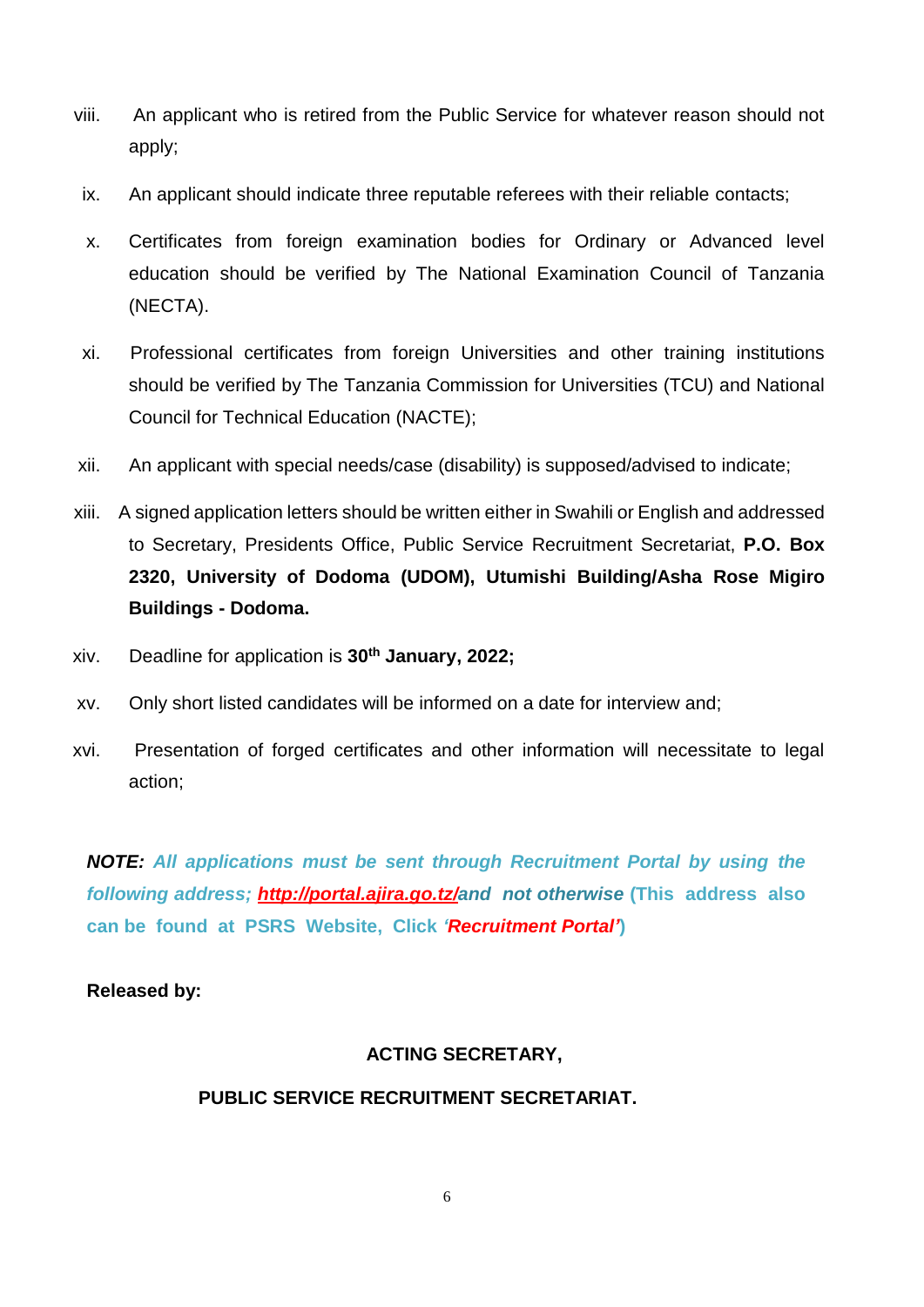viii. An applicant who is retired from the Public Service for whatever reason should not apply;

ix. An applicant should indicate three reputable referees with their reliable contacts;

x. Certificates from foreign examination bodies for Ordinary or Advanced level education should be verified by The National Examination Council of Tanzania (NECTA).

xi. Professional certificates from foreign Universities and other training institutions should be verified by The Tanzania Commission for Universities (TCU) and National Council for Technical Education (NACTE);

xii. An applicant with special needs/case (disability) is supposed/advised to indicate;

xiii. A signed application letters should be written either in Swahili or English and addressed to Secretary, Presidents Office, Public Service Recruitment Secretariat, **P.O. Box 2320, University of Dodoma (UDOM), Utumishi Building/Asha Rose Migiro Buildings - Dodoma.**

xiv. Deadline for application is **30th January, 2022;**

xv. Only short listed candidates will be informed on a date for interview and;

xvi. Presentation of forged certificates and other information will necessitate to legal action;

***NOTE:*** ***All applications must be sent through Recruitment Portal by using the following address; [http://portal.ajira.go.tz/](http://portal.ajira.go.tz/)and not otherwise*** **(This address also can be found at PSRS Website, Click *'Recruitment Portal'*)**

**Released by:**

**ACTING SECRETARY,**

**PUBLIC SERVICE RECRUITMENT SECRETARIAT.**